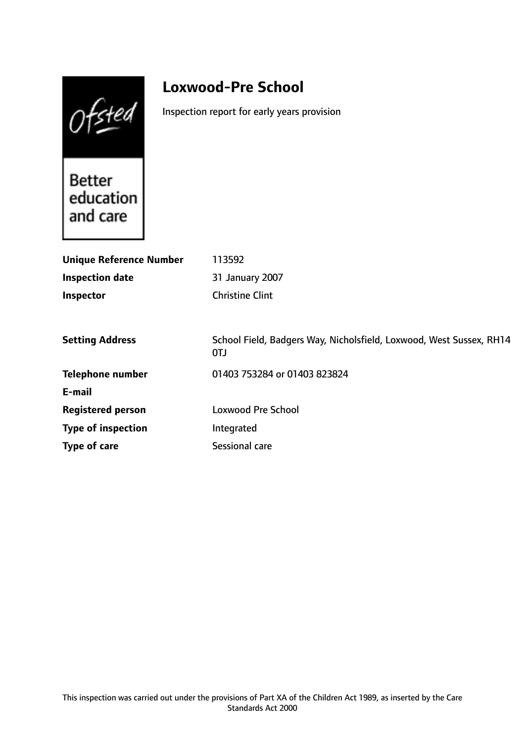# Loxwood-Pre School

Inspection report for early years provision

| | |
|---|---|
| **Unique Reference Number** | 113592 |
| **Inspection date** | 31 January 2007 |
| **Inspector** | Christine Clint |

| | |
|---|---|
| **Setting Address** | School Field, Badgers Way, Nicholsfield, Loxwood, West Sussex, RH14 0TJ |
| **Telephone number** | 01403 753284 or 01403 823824 |
| **E-mail** | |
| **Registered person** | Loxwood Pre School |
| **Type of inspection** | Integrated |
| **Type of care** | Sessional care |

This inspection was carried out under the provisions of Part XA of the Children Act 1989, as inserted by the Care Standards Act 2000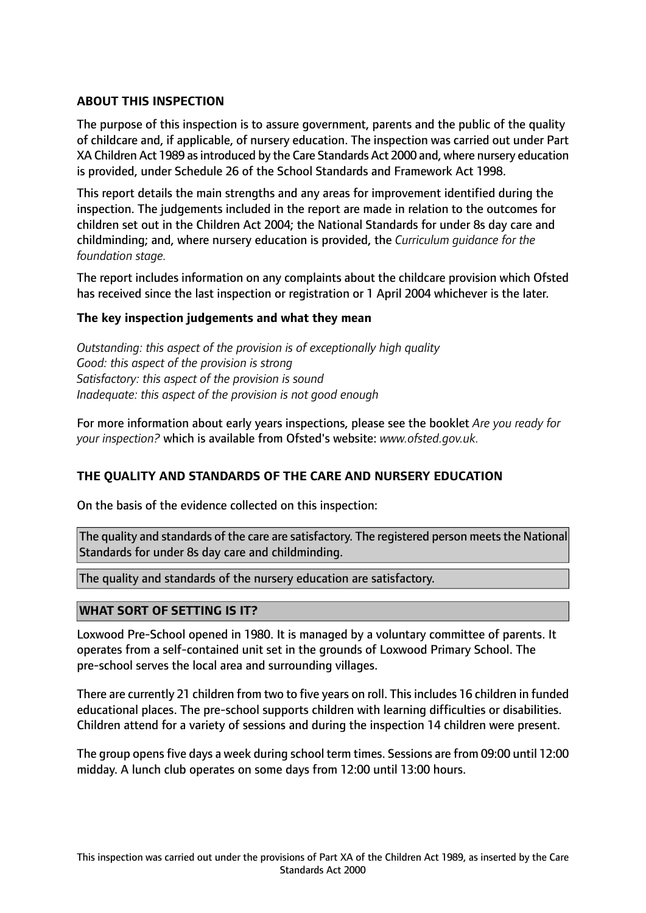## ABOUT THIS INSPECTION

The purpose of this inspection is to assure government, parents and the public of the quality of childcare and, if applicable, of nursery education. The inspection was carried out under Part XA Children Act 1989 as introduced by the Care Standards Act 2000 and, where nursery education is provided, under Schedule 26 of the School Standards and Framework Act 1998.

This report details the main strengths and any areas for improvement identified during the inspection. The judgements included in the report are made in relation to the outcomes for children set out in the Children Act 2004; the National Standards for under 8s day care and childminding; and, where nursery education is provided, the *Curriculum guidance for the foundation stage.*

The report includes information on any complaints about the childcare provision which Ofsted has received since the last inspection or registration or 1 April 2004 whichever is the later.

### The key inspection judgements and what they mean

*Outstanding: this aspect of the provision is of exceptionally high quality*
*Good: this aspect of the provision is strong*
*Satisfactory: this aspect of the provision is sound*
*Inadequate: this aspect of the provision is not good enough*

For more information about early years inspections, please see the booklet *Are you ready for your inspection?* which is available from Ofsted's website: *www.ofsted.gov.uk.*

## THE QUALITY AND STANDARDS OF THE CARE AND NURSERY EDUCATION

On the basis of the evidence collected on this inspection:

The quality and standards of the care are satisfactory. The registered person meets the National Standards for under 8s day care and childminding.

The quality and standards of the nursery education are satisfactory.

## WHAT SORT OF SETTING IS IT?

Loxwood Pre-School opened in 1980. It is managed by a voluntary committee of parents. It operates from a self-contained unit set in the grounds of Loxwood Primary School. The pre-school serves the local area and surrounding villages.

There are currently 21 children from two to five years on roll. This includes 16 children in funded educational places. The pre-school supports children with learning difficulties or disabilities. Children attend for a variety of sessions and during the inspection 14 children were present.

The group opens five days a week during school term times. Sessions are from 09:00 until 12:00 midday. A lunch club operates on some days from 12:00 until 13:00 hours.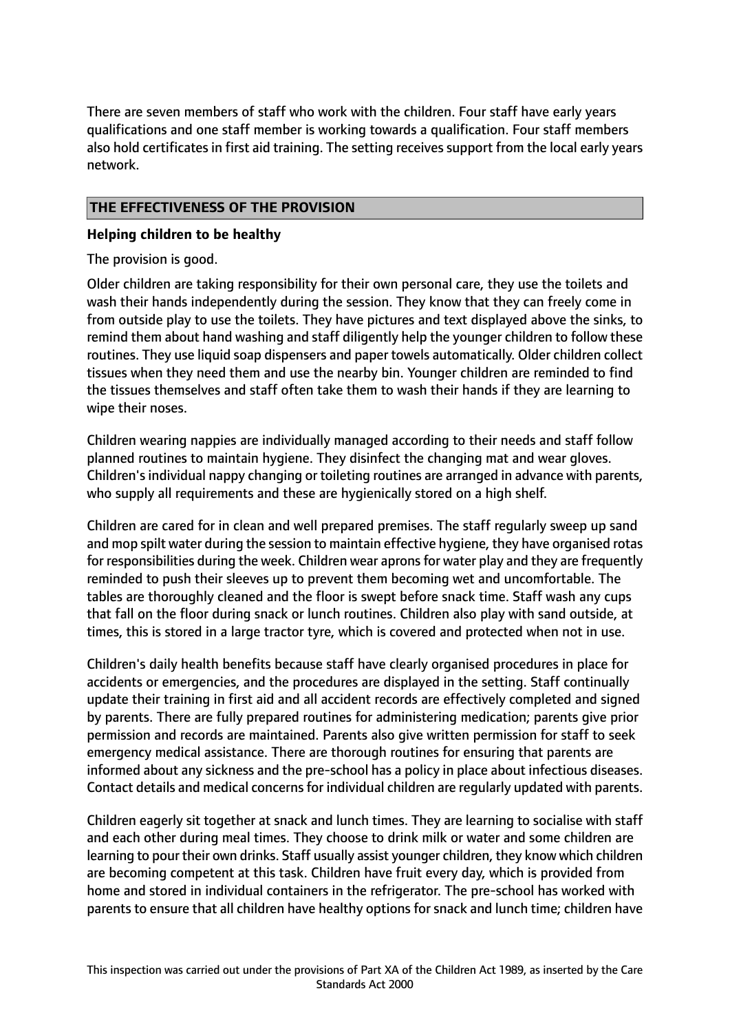There are seven members of staff who work with the children. Four staff have early years qualifications and one staff member is working towards a qualification. Four staff members also hold certificates in first aid training. The setting receives support from the local early years network.

## THE EFFECTIVENESS OF THE PROVISION

### Helping children to be healthy

The provision is good.

Older children are taking responsibility for their own personal care, they use the toilets and wash their hands independently during the session. They know that they can freely come in from outside play to use the toilets. They have pictures and text displayed above the sinks, to remind them about hand washing and staff diligently help the younger children to follow these routines. They use liquid soap dispensers and paper towels automatically. Older children collect tissues when they need them and use the nearby bin. Younger children are reminded to find the tissues themselves and staff often take them to wash their hands if they are learning to wipe their noses.

Children wearing nappies are individually managed according to their needs and staff follow planned routines to maintain hygiene. They disinfect the changing mat and wear gloves. Children's individual nappy changing or toileting routines are arranged in advance with parents, who supply all requirements and these are hygienically stored on a high shelf.

Children are cared for in clean and well prepared premises. The staff regularly sweep up sand and mop spilt water during the session to maintain effective hygiene, they have organised rotas for responsibilities during the week. Children wear aprons for water play and they are frequently reminded to push their sleeves up to prevent them becoming wet and uncomfortable. The tables are thoroughly cleaned and the floor is swept before snack time. Staff wash any cups that fall on the floor during snack or lunch routines. Children also play with sand outside, at times, this is stored in a large tractor tyre, which is covered and protected when not in use.

Children's daily health benefits because staff have clearly organised procedures in place for accidents or emergencies, and the procedures are displayed in the setting. Staff continually update their training in first aid and all accident records are effectively completed and signed by parents. There are fully prepared routines for administering medication; parents give prior permission and records are maintained. Parents also give written permission for staff to seek emergency medical assistance. There are thorough routines for ensuring that parents are informed about any sickness and the pre-school has a policy in place about infectious diseases. Contact details and medical concerns for individual children are regularly updated with parents.

Children eagerly sit together at snack and lunch times. They are learning to socialise with staff and each other during meal times. They choose to drink milk or water and some children are learning to pour their own drinks. Staff usually assist younger children, they know which children are becoming competent at this task. Children have fruit every day, which is provided from home and stored in individual containers in the refrigerator. The pre-school has worked with parents to ensure that all children have healthy options for snack and lunch time; children have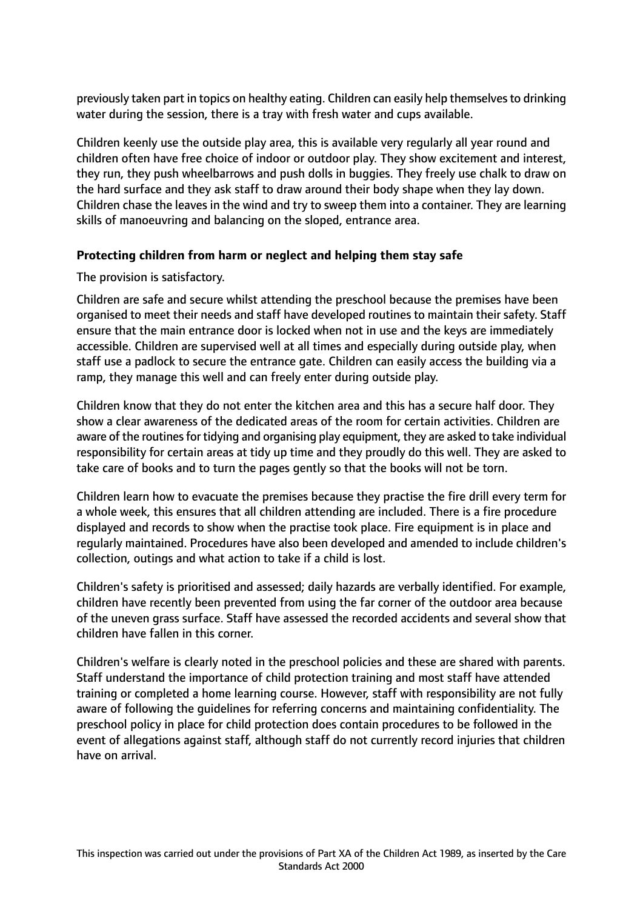previously taken part in topics on healthy eating. Children can easily help themselves to drinking water during the session, there is a tray with fresh water and cups available.

Children keenly use the outside play area, this is available very regularly all year round and children often have free choice of indoor or outdoor play. They show excitement and interest, they run, they push wheelbarrows and push dolls in buggies. They freely use chalk to draw on the hard surface and they ask staff to draw around their body shape when they lay down. Children chase the leaves in the wind and try to sweep them into a container. They are learning skills of manoeuvring and balancing on the sloped, entrance area.

**Protecting children from harm or neglect and helping them stay safe**

The provision is satisfactory.

Children are safe and secure whilst attending the preschool because the premises have been organised to meet their needs and staff have developed routines to maintain their safety. Staff ensure that the main entrance door is locked when not in use and the keys are immediately accessible. Children are supervised well at all times and especially during outside play, when staff use a padlock to secure the entrance gate. Children can easily access the building via a ramp, they manage this well and can freely enter during outside play.

Children know that they do not enter the kitchen area and this has a secure half door. They show a clear awareness of the dedicated areas of the room for certain activities. Children are aware of the routines for tidying and organising play equipment, they are asked to take individual responsibility for certain areas at tidy up time and they proudly do this well. They are asked to take care of books and to turn the pages gently so that the books will not be torn.

Children learn how to evacuate the premises because they practise the fire drill every term for a whole week, this ensures that all children attending are included. There is a fire procedure displayed and records to show when the practise took place. Fire equipment is in place and regularly maintained. Procedures have also been developed and amended to include children's collection, outings and what action to take if a child is lost.

Children's safety is prioritised and assessed; daily hazards are verbally identified. For example, children have recently been prevented from using the far corner of the outdoor area because of the uneven grass surface. Staff have assessed the recorded accidents and several show that children have fallen in this corner.

Children's welfare is clearly noted in the preschool policies and these are shared with parents. Staff understand the importance of child protection training and most staff have attended training or completed a home learning course. However, staff with responsibility are not fully aware of following the guidelines for referring concerns and maintaining confidentiality. The preschool policy in place for child protection does contain procedures to be followed in the event of allegations against staff, although staff do not currently record injuries that children have on arrival.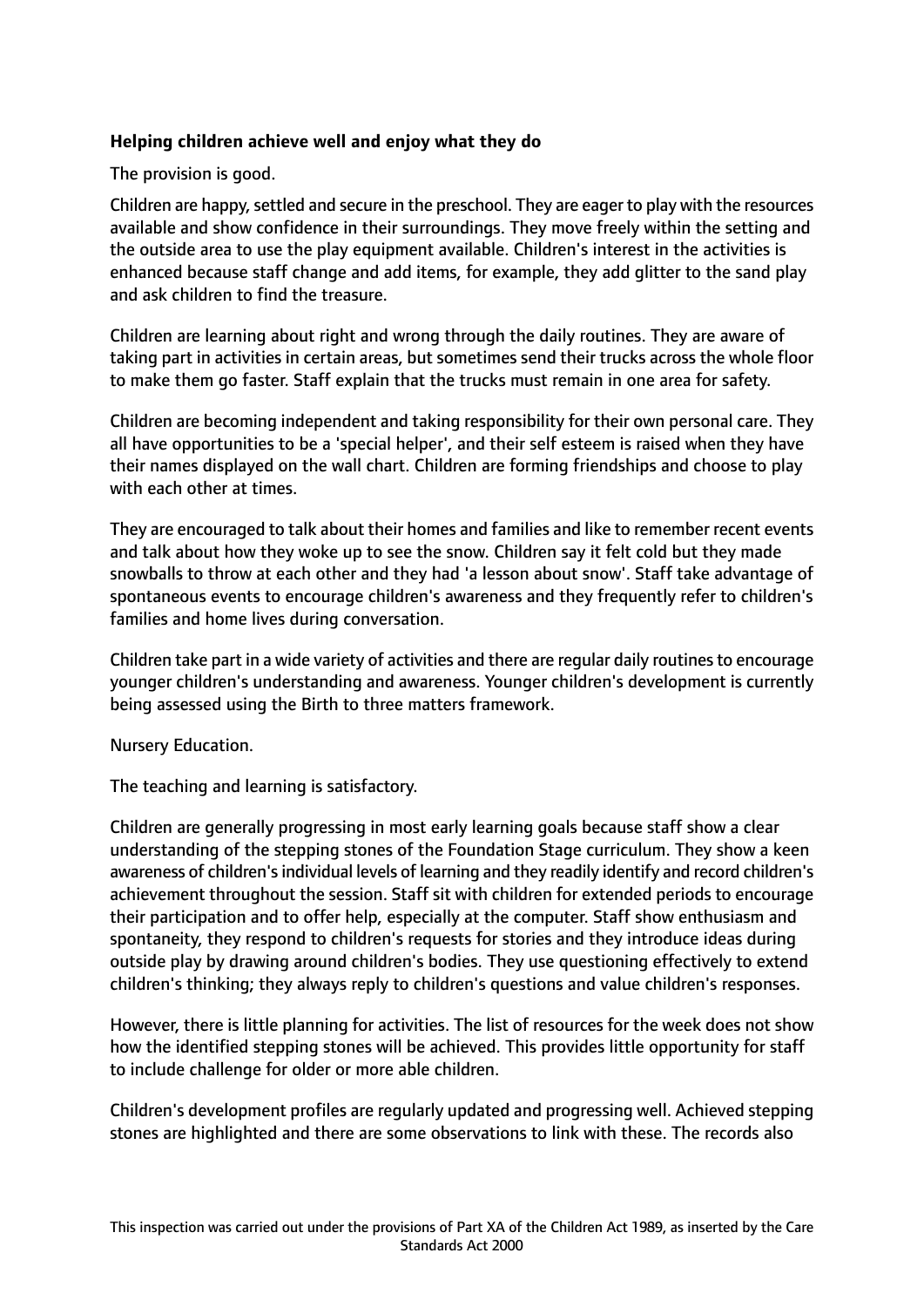**Helping children achieve well and enjoy what they do**

The provision is good.

Children are happy, settled and secure in the preschool. They are eager to play with the resources available and show confidence in their surroundings. They move freely within the setting and the outside area to use the play equipment available. Children's interest in the activities is enhanced because staff change and add items, for example, they add glitter to the sand play and ask children to find the treasure.

Children are learning about right and wrong through the daily routines. They are aware of taking part in activities in certain areas, but sometimes send their trucks across the whole floor to make them go faster. Staff explain that the trucks must remain in one area for safety.

Children are becoming independent and taking responsibility for their own personal care. They all have opportunities to be a 'special helper', and their self esteem is raised when they have their names displayed on the wall chart. Children are forming friendships and choose to play with each other at times.

They are encouraged to talk about their homes and families and like to remember recent events and talk about how they woke up to see the snow. Children say it felt cold but they made snowballs to throw at each other and they had 'a lesson about snow'. Staff take advantage of spontaneous events to encourage children's awareness and they frequently refer to children's families and home lives during conversation.

Children take part in a wide variety of activities and there are regular daily routines to encourage younger children's understanding and awareness. Younger children's development is currently being assessed using the Birth to three matters framework.

Nursery Education.

The teaching and learning is satisfactory.

Children are generally progressing in most early learning goals because staff show a clear understanding of the stepping stones of the Foundation Stage curriculum. They show a keen awareness of children's individual levels of learning and they readily identify and record children's achievement throughout the session. Staff sit with children for extended periods to encourage their participation and to offer help, especially at the computer. Staff show enthusiasm and spontaneity, they respond to children's requests for stories and they introduce ideas during outside play by drawing around children's bodies. They use questioning effectively to extend children's thinking; they always reply to children's questions and value children's responses.

However, there is little planning for activities. The list of resources for the week does not show how the identified stepping stones will be achieved. This provides little opportunity for staff to include challenge for older or more able children.

Children's development profiles are regularly updated and progressing well. Achieved stepping stones are highlighted and there are some observations to link with these. The records also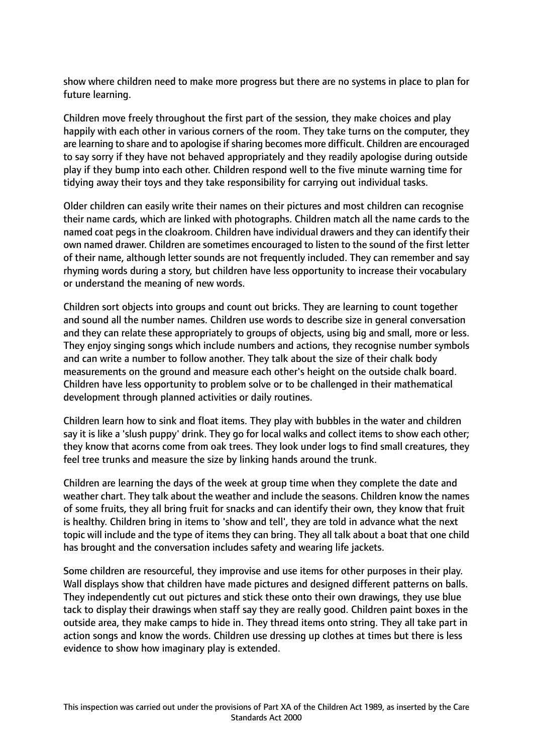show where children need to make more progress but there are no systems in place to plan for future learning.

Children move freely throughout the first part of the session, they make choices and play happily with each other in various corners of the room. They take turns on the computer, they are learning to share and to apologise if sharing becomes more difficult. Children are encouraged to say sorry if they have not behaved appropriately and they readily apologise during outside play if they bump into each other. Children respond well to the five minute warning time for tidying away their toys and they take responsibility for carrying out individual tasks.

Older children can easily write their names on their pictures and most children can recognise their name cards, which are linked with photographs. Children match all the name cards to the named coat pegs in the cloakroom. Children have individual drawers and they can identify their own named drawer. Children are sometimes encouraged to listen to the sound of the first letter of their name, although letter sounds are not frequently included. They can remember and say rhyming words during a story, but children have less opportunity to increase their vocabulary or understand the meaning of new words.

Children sort objects into groups and count out bricks. They are learning to count together and sound all the number names. Children use words to describe size in general conversation and they can relate these appropriately to groups of objects, using big and small, more or less. They enjoy singing songs which include numbers and actions, they recognise number symbols and can write a number to follow another. They talk about the size of their chalk body measurements on the ground and measure each other's height on the outside chalk board. Children have less opportunity to problem solve or to be challenged in their mathematical development through planned activities or daily routines.

Children learn how to sink and float items. They play with bubbles in the water and children say it is like a 'slush puppy' drink. They go for local walks and collect items to show each other; they know that acorns come from oak trees. They look under logs to find small creatures, they feel tree trunks and measure the size by linking hands around the trunk.

Children are learning the days of the week at group time when they complete the date and weather chart. They talk about the weather and include the seasons. Children know the names of some fruits, they all bring fruit for snacks and can identify their own, they know that fruit is healthy. Children bring in items to 'show and tell', they are told in advance what the next topic will include and the type of items they can bring. They all talk about a boat that one child has brought and the conversation includes safety and wearing life jackets.

Some children are resourceful, they improvise and use items for other purposes in their play. Wall displays show that children have made pictures and designed different patterns on balls. They independently cut out pictures and stick these onto their own drawings, they use blue tack to display their drawings when staff say they are really good. Children paint boxes in the outside area, they make camps to hide in. They thread items onto string. They all take part in action songs and know the words. Children use dressing up clothes at times but there is less evidence to show how imaginary play is extended.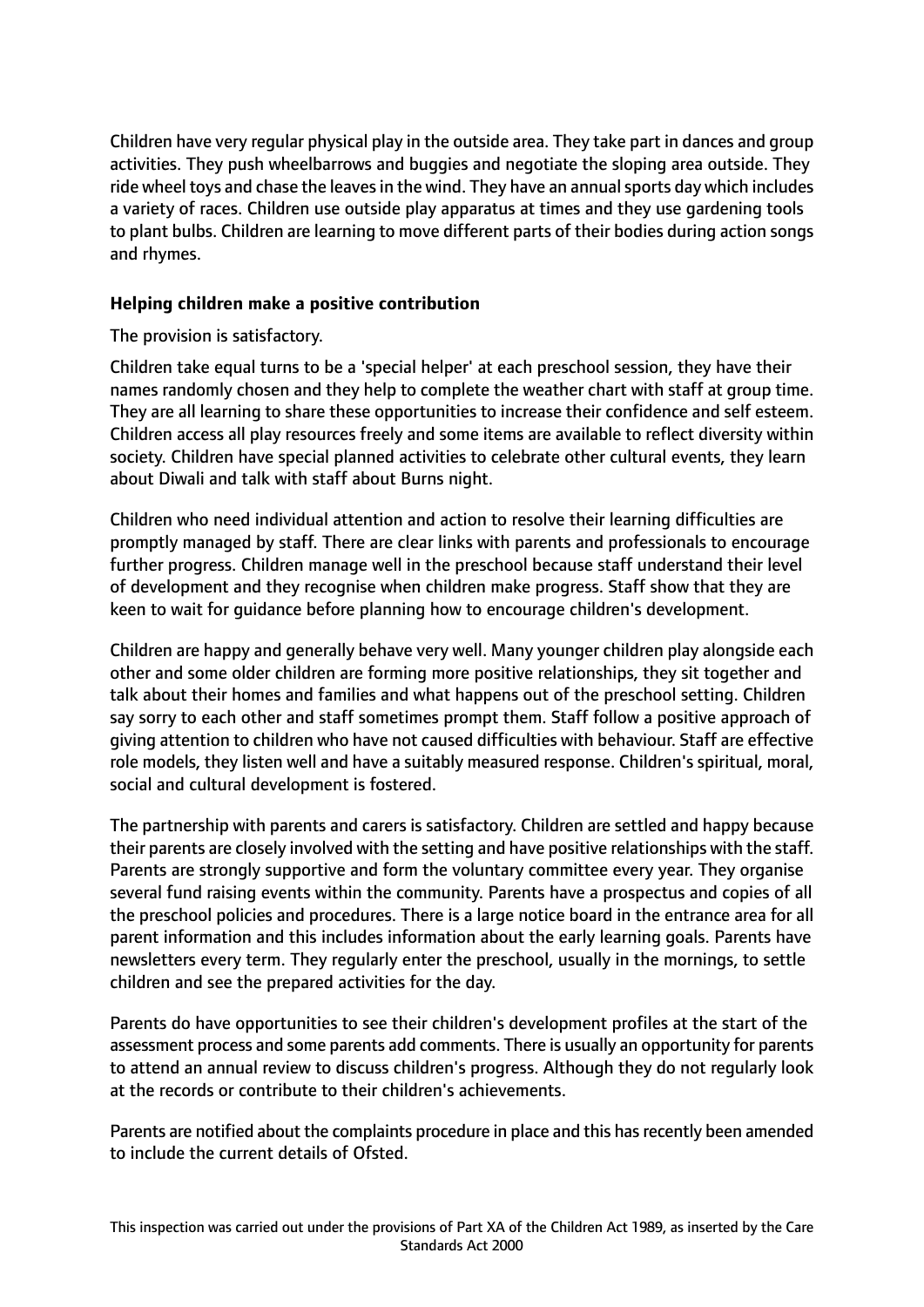Children have very regular physical play in the outside area. They take part in dances and group activities. They push wheelbarrows and buggies and negotiate the sloping area outside. They ride wheel toys and chase the leaves in the wind. They have an annual sports day which includes a variety of races. Children use outside play apparatus at times and they use gardening tools to plant bulbs. Children are learning to move different parts of their bodies during action songs and rhymes.

### Helping children make a positive contribution

The provision is satisfactory.

Children take equal turns to be a 'special helper' at each preschool session, they have their names randomly chosen and they help to complete the weather chart with staff at group time. They are all learning to share these opportunities to increase their confidence and self esteem. Children access all play resources freely and some items are available to reflect diversity within society. Children have special planned activities to celebrate other cultural events, they learn about Diwali and talk with staff about Burns night.

Children who need individual attention and action to resolve their learning difficulties are promptly managed by staff. There are clear links with parents and professionals to encourage further progress. Children manage well in the preschool because staff understand their level of development and they recognise when children make progress. Staff show that they are keen to wait for guidance before planning how to encourage children's development.

Children are happy and generally behave very well. Many younger children play alongside each other and some older children are forming more positive relationships, they sit together and talk about their homes and families and what happens out of the preschool setting. Children say sorry to each other and staff sometimes prompt them. Staff follow a positive approach of giving attention to children who have not caused difficulties with behaviour. Staff are effective role models, they listen well and have a suitably measured response. Children's spiritual, moral, social and cultural development is fostered.

The partnership with parents and carers is satisfactory. Children are settled and happy because their parents are closely involved with the setting and have positive relationships with the staff. Parents are strongly supportive and form the voluntary committee every year. They organise several fund raising events within the community. Parents have a prospectus and copies of all the preschool policies and procedures. There is a large notice board in the entrance area for all parent information and this includes information about the early learning goals. Parents have newsletters every term. They regularly enter the preschool, usually in the mornings, to settle children and see the prepared activities for the day.

Parents do have opportunities to see their children's development profiles at the start of the assessment process and some parents add comments. There is usually an opportunity for parents to attend an annual review to discuss children's progress. Although they do not regularly look at the records or contribute to their children's achievements.

Parents are notified about the complaints procedure in place and this has recently been amended to include the current details of Ofsted.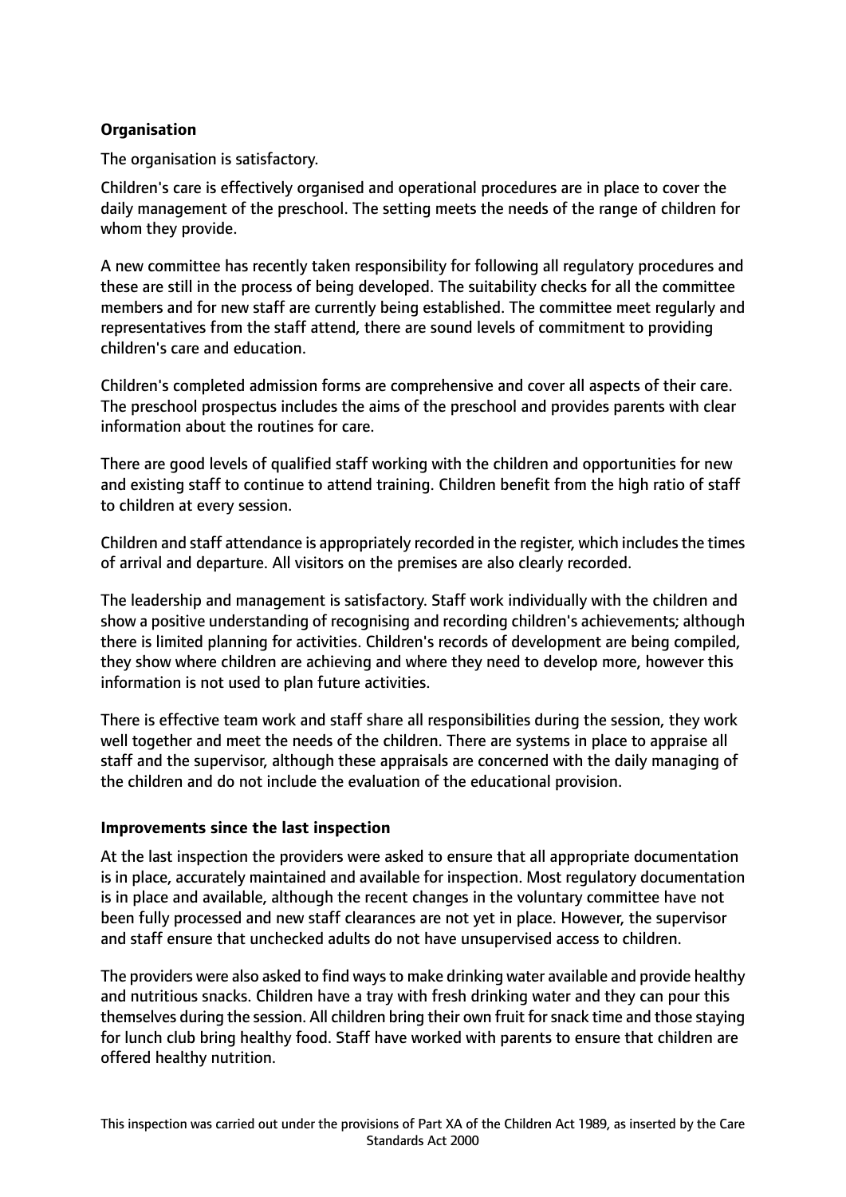**Organisation**

The organisation is satisfactory.

Children's care is effectively organised and operational procedures are in place to cover the daily management of the preschool. The setting meets the needs of the range of children for whom they provide.

A new committee has recently taken responsibility for following all regulatory procedures and these are still in the process of being developed. The suitability checks for all the committee members and for new staff are currently being established. The committee meet regularly and representatives from the staff attend, there are sound levels of commitment to providing children's care and education.

Children's completed admission forms are comprehensive and cover all aspects of their care. The preschool prospectus includes the aims of the preschool and provides parents with clear information about the routines for care.

There are good levels of qualified staff working with the children and opportunities for new and existing staff to continue to attend training. Children benefit from the high ratio of staff to children at every session.

Children and staff attendance is appropriately recorded in the register, which includes the times of arrival and departure. All visitors on the premises are also clearly recorded.

The leadership and management is satisfactory. Staff work individually with the children and show a positive understanding of recognising and recording children's achievements; although there is limited planning for activities. Children's records of development are being compiled, they show where children are achieving and where they need to develop more, however this information is not used to plan future activities.

There is effective team work and staff share all responsibilities during the session, they work well together and meet the needs of the children. There are systems in place to appraise all staff and the supervisor, although these appraisals are concerned with the daily managing of the children and do not include the evaluation of the educational provision.

**Improvements since the last inspection**

At the last inspection the providers were asked to ensure that all appropriate documentation is in place, accurately maintained and available for inspection. Most regulatory documentation is in place and available, although the recent changes in the voluntary committee have not been fully processed and new staff clearances are not yet in place. However, the supervisor and staff ensure that unchecked adults do not have unsupervised access to children.

The providers were also asked to find ways to make drinking water available and provide healthy and nutritious snacks. Children have a tray with fresh drinking water and they can pour this themselves during the session. All children bring their own fruit for snack time and those staying for lunch club bring healthy food. Staff have worked with parents to ensure that children are offered healthy nutrition.

This inspection was carried out under the provisions of Part XA of the Children Act 1989, as inserted by the Care Standards Act 2000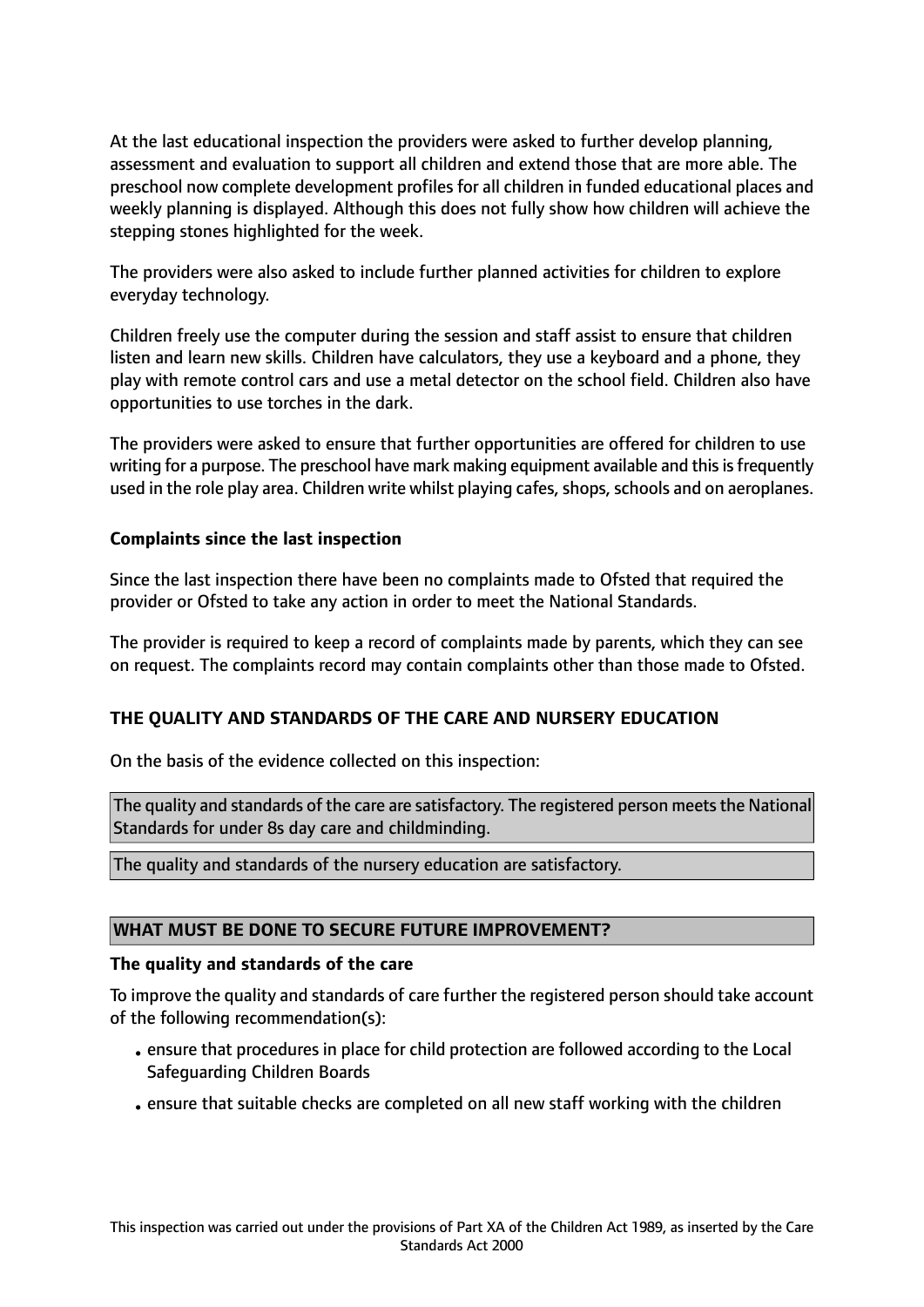At the last educational inspection the providers were asked to further develop planning, assessment and evaluation to support all children and extend those that are more able. The preschool now complete development profiles for all children in funded educational places and weekly planning is displayed. Although this does not fully show how children will achieve the stepping stones highlighted for the week.

The providers were also asked to include further planned activities for children to explore everyday technology.

Children freely use the computer during the session and staff assist to ensure that children listen and learn new skills. Children have calculators, they use a keyboard and a phone, they play with remote control cars and use a metal detector on the school field. Children also have opportunities to use torches in the dark.

The providers were asked to ensure that further opportunities are offered for children to use writing for a purpose. The preschool have mark making equipment available and this is frequently used in the role play area. Children write whilst playing cafes, shops, schools and on aeroplanes.

**Complaints since the last inspection**

Since the last inspection there have been no complaints made to Ofsted that required the provider or Ofsted to take any action in order to meet the National Standards.

The provider is required to keep a record of complaints made by parents, which they can see on request. The complaints record may contain complaints other than those made to Ofsted.

**THE QUALITY AND STANDARDS OF THE CARE AND NURSERY EDUCATION**

On the basis of the evidence collected on this inspection:

The quality and standards of the care are satisfactory. The registered person meets the National Standards for under 8s day care and childminding.

The quality and standards of the nursery education are satisfactory.

**WHAT MUST BE DONE TO SECURE FUTURE IMPROVEMENT?**

**The quality and standards of the care**

To improve the quality and standards of care further the registered person should take account of the following recommendation(s):

- ensure that procedures in place for child protection are followed according to the Local Safeguarding Children Boards
- ensure that suitable checks are completed on all new staff working with the children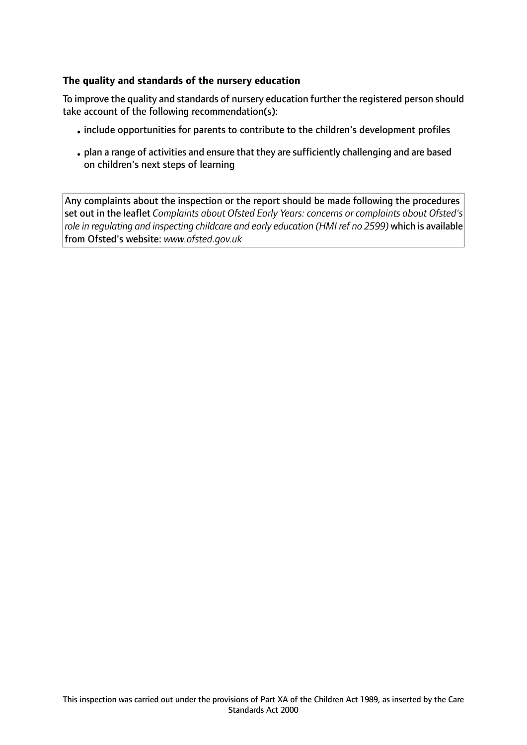### The quality and standards of the nursery education

To improve the quality and standards of nursery education further the registered person should take account of the following recommendation(s):

- include opportunities for parents to contribute to the children's development profiles
- plan a range of activities and ensure that they are sufficiently challenging and are based on children's next steps of learning

Any complaints about the inspection or the report should be made following the procedures set out in the leaflet *Complaints about Ofsted Early Years: concerns or complaints about Ofsted's role in regulating and inspecting childcare and early education (HMI ref no 2599)* which is available from Ofsted's website: *www.ofsted.gov.uk*

This inspection was carried out under the provisions of Part XA of the Children Act 1989, as inserted by the Care Standards Act 2000